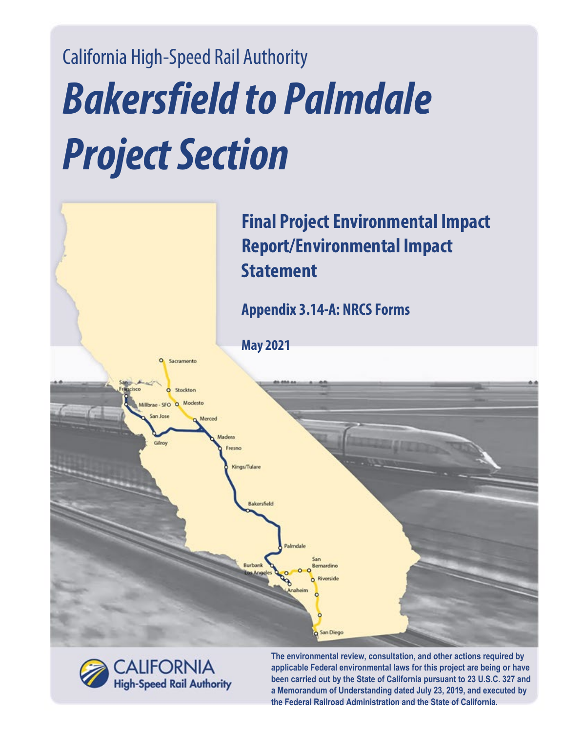California High-Speed Rail Authority

# *Bakersfield to Palmdale Project Section*

## Final Project Environmental Impact Report/Environmental Impact Statement

### Appendix 3.14-A: NRCS Forms

**May 2021**

CALIFORNIA High-Speed Rail Authority

**The environmental review, consultation, and other actions required by applicable Federal environmental laws for this project are being or have been carried out by the State of California pursuant to 23 U.S.C. 327 and a Memorandum of Understanding dated July 23, 2019, and executed by the Federal Railroad Administration and the State of California.**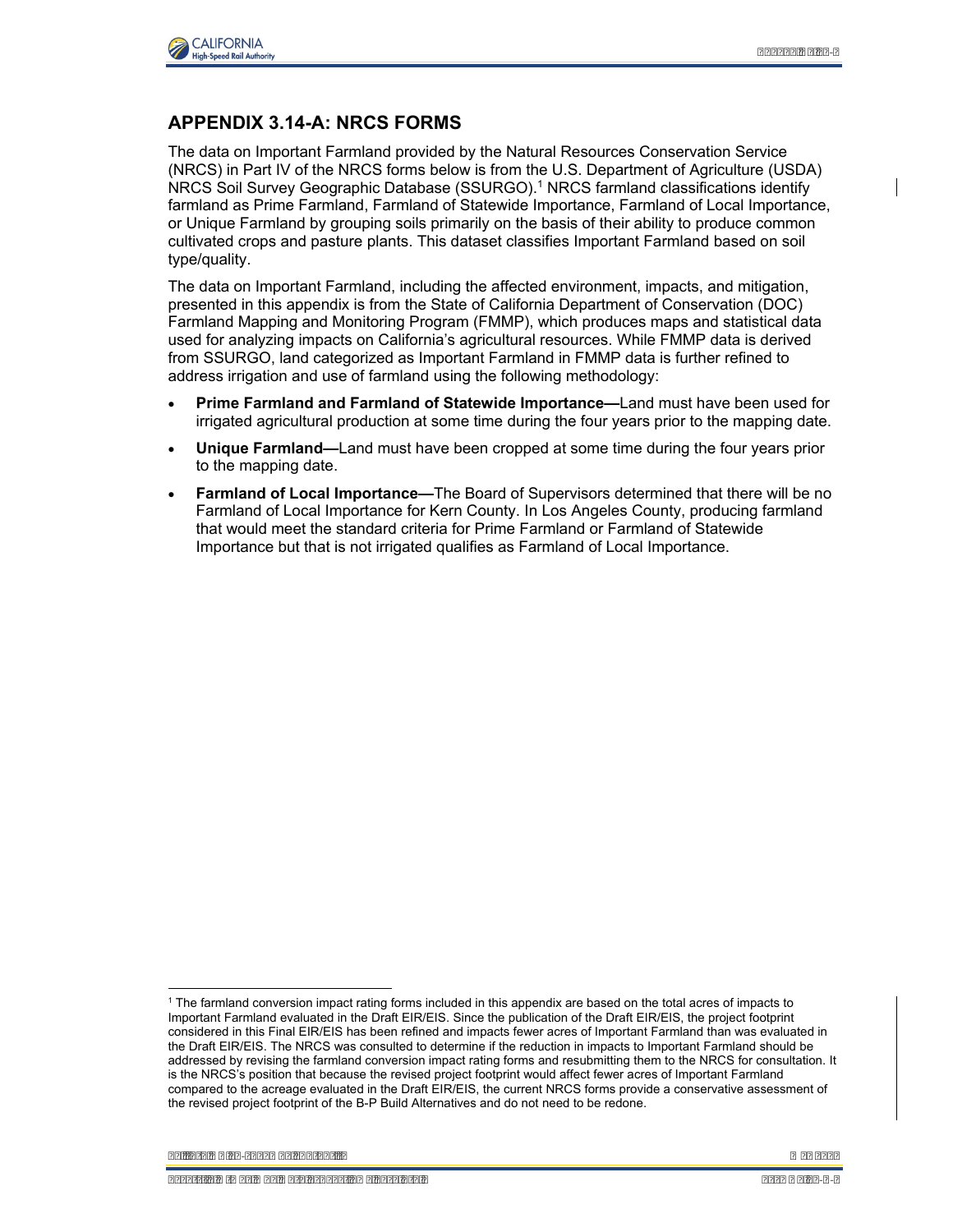## APPENDIX 3.14-A: NRCS FORMS

The data on Important Farmland provided by the Natural Resources Conservation Service (NRCS) in Part IV of the NRCS forms below is from the U.S. Department of Agriculture (USDA) NRCS Soil Survey Geographic Database (SSURGO).[1] NRCS farmland classifications identify farmland as Prime Farmland, Farmland of Statewide Importance, Farmland of Local Importance, or Unique Farmland by grouping soils primarily on the basis of their ability to produce common cultivated crops and pasture plants. This dataset classifies Important Farmland based on soil type/quality.

The data on Important Farmland, including the affected environment, impacts, and mitigation, presented in this appendix is from the State of California Department of Conservation (DOC) Farmland Mapping and Monitoring Program (FMMP), which produces maps and statistical data used for analyzing impacts on California's agricultural resources. While FMMP data is derived from SSURGO, land categorized as Important Farmland in FMMP data is further refined to address irrigation and use of farmland using the following methodology:

- **Prime Farmland and Farmland of Statewide Importance—**Land must have been used for irrigated agricultural production at some time during the four years prior to the mapping date.
- **Unique Farmland—**Land must have been cropped at some time during the four years prior to the mapping date.
- **Farmland of Local Importance—**The Board of Supervisors determined that there will be no Farmland of Local Importance for Kern County. In Los Angeles County, producing farmland that would meet the standard criteria for Prime Farmland or Farmland of Statewide Importance but that is not irrigated qualifies as Farmland of Local Importance.

[1] The farmland conversion impact rating forms included in this appendix are based on the total acres of impacts to Important Farmland evaluated in the Draft EIR/EIS. Since the publication of the Draft EIR/EIS, the project footprint considered in this Final EIR/EIS has been refined and impacts fewer acres of Important Farmland than was evaluated in the Draft EIR/EIS. The NRCS was consulted to determine if the reduction in impacts to Important Farmland should be addressed by revising the farmland conversion impact rating forms and resubmitting them to the NRCS for consultation. It is the NRCS's position that because the revised project footprint would affect fewer acres of Important Farmland compared to the acreage evaluated in the Draft EIR/EIS, the current NRCS forms provide a conservative assessment of the revised project footprint of the B-P Build Alternatives and do not need to be redone.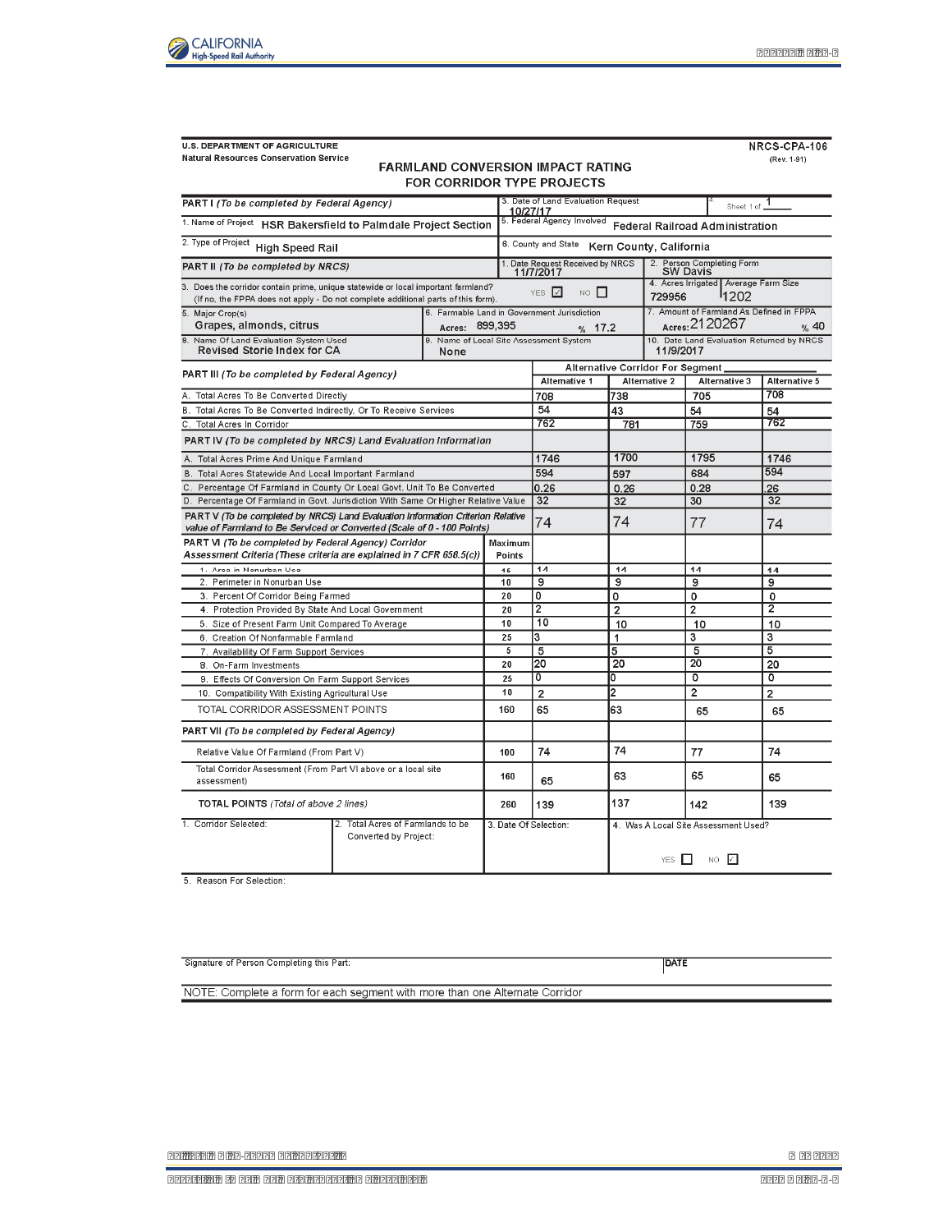U.S. DEPARTMENT OF AGRICULTURE
Natural Resources Conservation Service

NRCS-CPA-106
(Rev. 1-91)

# FARMLAND CONVERSION IMPACT RATING FOR CORRIDOR TYPE PROJECTS

| | |
|---|---|
| **PART I** *(To be completed by Federal Agency)* | 3. Date of Land Evaluation Request: 10/27/17 — 4. Sheet 1 of 1 |
| 1. Name of Project: HSR Bakersfield to Palmdale Project Section | 5. Federal Agency Involved: Federal Railroad Administration |
| 2. Type of Project: High Speed Rail | 6. County and State: Kern County, California |
| **PART II** *(To be completed by NRCS)* | 1. Date Request Received by NRCS: 11/7/2017 — 2. Person Completing Form: SW Davis |
| 3. Does the corridor contain prime, unique statewide or local important farmland? (If no, the FPPA does not apply - Do not complete additional parts of this form). YES ☑ NO ☐ | 4. Acres Irrigated: 729956 — Average Farm Size: 1202 |
| 5. Major Crop(s): Grapes, almonds, citrus — 6. Farmable Land in Government Jurisdiction: Acres: 899,395 % 17.2 | 7. Amount of Farmland As Defined in FPPA: Acres: 2120267 % 40 |
| 8. Name Of Land Evaluation System Used: Revised Storie Index for CA — 9. Name of Local Site Assessment System: None | 10. Date Land Evaluation Returned by NRCS: 11/9/2017 |

| PART III *(To be completed by Federal Agency)* | Maximum Points | Alternative 1 | Alternative 2 | Alternative 3 | Alternative 5 |
|---|---|---|---|---|---|
| | | Alternative Corridor For Segment | | | |
| A. Total Acres To Be Converted Directly | | 708 | 738 | 705 | 708 |
| B. Total Acres To Be Converted Indirectly, Or To Receive Services | | 54 | 43 | 54 | 54 |
| C. Total Acres In Corridor | | 762 | 781 | 759 | 762 |
| **PART IV** *(To be completed by NRCS)* **Land Evaluation Information** | | | | | |
| A. Total Acres Prime And Unique Farmland | | 1746 | 1700 | 1795 | 1746 |
| B. Total Acres Statewide And Local Important Farmland | | 594 | 597 | 684 | 594 |
| C. Percentage Of Farmland in County Or Local Govt. Unit To Be Converted | | 0.26 | 0.26 | 0.28 | .26 |
| D. Percentage Of Farmland in Govt. Jurisdiction With Same Or Higher Relative Value | | 32 | 32 | 30 | 32 |
| **PART V** *(To be completed by NRCS) Land Evaluation Information Criterion Relative value of Farmland to Be Serviced or Converted (Scale of 0 - 100 Points)* | | 74 | 74 | 77 | 74 |
| **PART VI** *(To be completed by Federal Agency) Corridor Assessment Criteria (These criteria are explained in 7 CFR 658.5(c))* | Maximum Points | | | | |
| 1. Area in Nonurban Use | 15 | 14 | 14 | 14 | 14 |
| 2. Perimeter in Nonurban Use | 10 | 9 | 9 | 9 | 9 |
| 3. Percent Of Corridor Being Farmed | 20 | 0 | 0 | 0 | 0 |
| 4. Protection Provided By State And Local Government | 20 | 2 | 2 | 2 | 2 |
| 5. Size of Present Farm Unit Compared To Average | 10 | 10 | 10 | 10 | 10 |
| 6. Creation Of Nonfarmable Farmland | 25 | 3 | 1 | 3 | 3 |
| 7. Availability Of Farm Support Services | 5 | 5 | 5 | 5 | 5 |
| 8. On-Farm Investments | 20 | 20 | 20 | 20 | 20 |
| 9. Effects Of Conversion On Farm Support Services | 25 | 0 | 0 | 0 | 0 |
| 10. Compatibility With Existing Agricultural Use | 10 | 2 | 2 | 2 | 2 |
| TOTAL CORRIDOR ASSESSMENT POINTS | 160 | 65 | 63 | 65 | 65 |
| **PART VII** *(To be completed by Federal Agency)* | | | | | |
| Relative Value Of Farmland (From Part V) | 100 | 74 | 74 | 77 | 74 |
| Total Corridor Assessment (From Part VI above or a local site assessment) | 160 | 65 | 63 | 65 | 65 |
| **TOTAL POINTS** *(Total of above 2 lines)* | 260 | 139 | 137 | 142 | 139 |

| 1. Corridor Selected: | 2. Total Acres of Farmlands to be Converted by Project: | 3. Date Of Selection: | 4. Was A Local Site Assessment Used? YES ☐ NO ☑ |
|---|---|---|---|
| | | | |

5. Reason For Selection:

Signature of Person Completing this Part: DATE

NOTE: Complete a form for each segment with more than one Alternate Corridor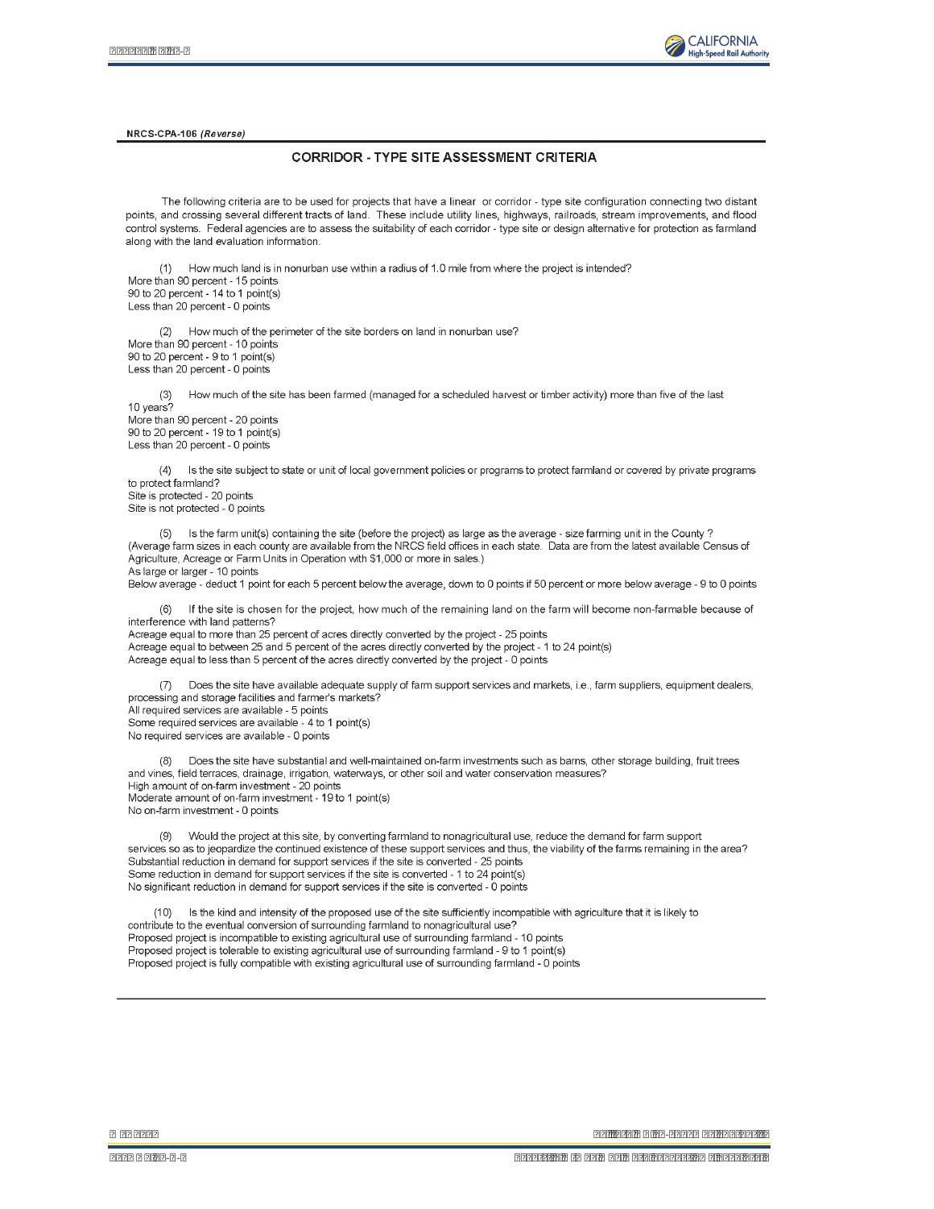NRCS-CPA-106 *(Reverse)*

## CORRIDOR - TYPE SITE ASSESSMENT CRITERIA

The following criteria are to be used for projects that have a linear or corridor - type site configuration connecting two distant points, and crossing several different tracts of land. These include utility lines, highways, railroads, stream improvements, and flood control systems. Federal agencies are to assess the suitability of each corridor - type site or design alternative for protection as farmland along with the land evaluation information.

(1) How much land is in nonurban use within a radius of 1.0 mile from where the project is intended?
More than 90 percent - 15 points
90 to 20 percent - 14 to 1 point(s)
Less than 20 percent - 0 points

(2) How much of the perimeter of the site borders on land in nonurban use?
More than 90 percent - 10 points
90 to 20 percent - 9 to 1 point(s)
Less than 20 percent - 0 points

(3) How much of the site has been farmed (managed for a scheduled harvest or timber activity) more than five of the last 10 years?
More than 90 percent - 20 points
90 to 20 percent - 19 to 1 point(s)
Less than 20 percent - 0 points

(4) Is the site subject to state or unit of local government policies or programs to protect farmland or covered by private programs to protect farmland?
Site is protected - 20 points
Site is not protected - 0 points

(5) Is the farm unit(s) containing the site (before the project) as large as the average - size farming unit in the County ? (Average farm sizes in each county are available from the NRCS field offices in each state. Data are from the latest available Census of Agriculture, Acreage or Farm Units in Operation with $1,000 or more in sales.)
As large or larger - 10 points
Below average - deduct 1 point for each 5 percent below the average, down to 0 points if 50 percent or more below average - 9 to 0 points

(6) If the site is chosen for the project, how much of the remaining land on the farm will become non-farmable because of interference with land patterns?
Acreage equal to more than 25 percent of acres directly converted by the project - 25 points
Acreage equal to between 25 and 5 percent of the acres directly converted by the project - 1 to 24 point(s)
Acreage equal to less than 5 percent of the acres directly converted by the project - 0 points

(7) Does the site have available adequate supply of farm support services and markets, i.e., farm suppliers, equipment dealers, processing and storage facilities and farmer's markets?
All required services are available - 5 points
Some required services are available - 4 to 1 point(s)
No required services are available - 0 points

(8) Does the site have substantial and well-maintained on-farm investments such as barns, other storage building, fruit trees and vines, field terraces, drainage, irrigation, waterways, or other soil and water conservation measures?
High amount of on-farm investment - 20 points
Moderate amount of on-farm investment - 19 to 1 point(s)
No on-farm investment - 0 points

(9) Would the project at this site, by converting farmland to nonagricultural use, reduce the demand for farm support services so as to jeopardize the continued existence of these support services and thus, the viability of the farms remaining in the area?
Substantial reduction in demand for support services if the site is converted - 25 points
Some reduction in demand for support services if the site is converted - 1 to 24 point(s)
No significant reduction in demand for support services if the site is converted - 0 points

(10) Is the kind and intensity of the proposed use of the site sufficiently incompatible with agriculture that it is likely to contribute to the eventual conversion of surrounding farmland to nonagricultural use?
Proposed project is incompatible to existing agricultural use of surrounding farmland - 10 points
Proposed project is tolerable to existing agricultural use of surrounding farmland - 9 to 1 point(s)
Proposed project is fully compatible with existing agricultural use of surrounding farmland - 0 points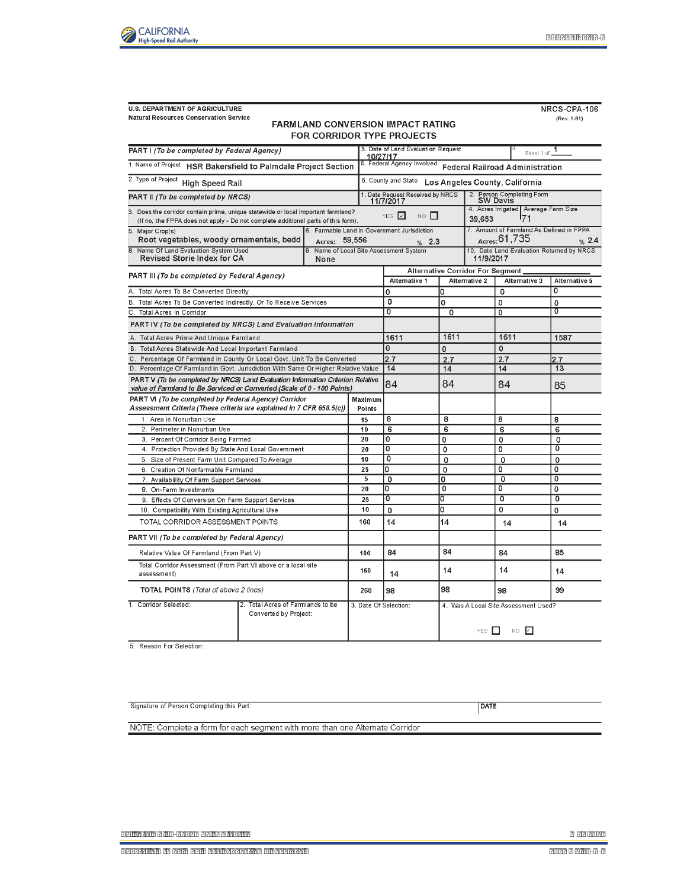U.S. DEPARTMENT OF AGRICULTURE
Natural Resources Conservation Service

NRCS-CPA-106
(Rev. 1-91)

## FARMLAND CONVERSION IMPACT RATING FOR CORRIDOR TYPE PROJECTS

| PART I (To be completed by Federal Agency) | 3. Date of Land Evaluation Request: 10/27/17 | 4. Sheet 1 of 1 |
|---|---|---|
| 1. Name of Project: HSR Bakersfield to Palmdale Project Section | 5. Federal Agency Involved: Federal Railroad Administration | |
| 2. Type of Project: High Speed Rail | 6. County and State: Los Angeles County, California | |

| PART II (To be completed by NRCS) | 1. Date Request Received by NRCS: 11/7/2017 | 2. Person Completing Form: SW Davis |
|---|---|---|
| 3. Does the corridor contain prime, unique statewide or local important farmland? (If no, the FPPA does not apply - Do not complete additional parts of this form). YES ☑ NO ☐ | | 4. Acres Irrigated: 39,653 / Average Farm Size: 71 |
| 5. Major Crop(s): Root vegetables, woody ornamentals, bedd | 6. Farmable Land in Government Jurisdiction: Acres: 59,556 % 2.3 | 7. Amount of Farmland As Defined in FPPA: Acres: 61,735 % 2.4 |
| 8. Name Of Land Evaluation System Used: Revised Storie Index for CA | 9. Name of Local Site Assessment System: None | 10. Date Land Evaluation Returned by NRCS: 11/9/2017 |

| PART III (To be completed by Federal Agency) | Maximum Points | Alternative 1 | Alternative 2 | Alternative 3 | Alternative 5 |
|---|---|---|---|---|---|
| | | Alternative Corridor For Segment | | | |
| A. Total Acres To Be Converted Directly | | 0 | 0 | 0 | 0 |
| B. Total Acres To Be Converted Indirectly, Or To Receive Services | | 0 | 0 | 0 | 0 |
| C. Total Acres In Corridor | | 0 | 0 | 0 | 0 |
| **PART IV (To be completed by NRCS) Land Evaluation Information** | | | | | |
| A. Total Acres Prime And Unique Farmland | | 1611 | 1611 | 1611 | 1587 |
| B. Total Acres Statewide And Local Important Farmland | | 0 | 0 | 0 | |
| C. Percentage Of Farmland in County Or Local Govt. Unit To Be Converted | | 2.7 | 2.7 | 2.7 | 2.7 |
| D. Percentage Of Farmland in Govt. Jurisdiction With Same Or Higher Relative Value | | 14 | 14 | 14 | 13 |
| **PART V (To be completed by NRCS) Land Evaluation Information Criterion Relative value of Farmland to Be Serviced or Converted (Scale of 0 - 100 Points)** | | 84 | 84 | 84 | 85 |
| **PART VI (To be completed by Federal Agency) Corridor Assessment Criteria (These criteria are explained in 7 CFR 658.5(c))** | **Maximum Points** | | | | |
| 1. Area in Nonurban Use | 15 | 8 | 8 | 8 | 8 |
| 2. Perimeter in Nonurban Use | 10 | 6 | 6 | 6 | 6 |
| 3. Percent Of Corridor Being Farmed | 20 | 0 | 0 | 0 | 0 |
| 4. Protection Provided By State And Local Government | 20 | 0 | 0 | 0 | 0 |
| 5. Size of Present Farm Unit Compared To Average | 10 | 0 | 0 | 0 | 0 |
| 6. Creation Of Nonfarmable Farmland | 25 | 0 | 0 | 0 | 0 |
| 7. Availability Of Farm Support Services | 5 | 0 | 0 | 0 | 0 |
| 8. On-Farm Investments | 20 | 0 | 0 | 0 | 0 |
| 9. Effects Of Conversion On Farm Support Services | 25 | 0 | 0 | 0 | 0 |
| 10. Compatibility With Existing Agricultural Use | 10 | 0 | 0 | 0 | 0 |
| TOTAL CORRIDOR ASSESSMENT POINTS | 160 | 14 | 14 | 14 | 14 |
| **PART VII (To be completed by Federal Agency)** | | | | | |
| Relative Value Of Farmland (From Part V) | 100 | 84 | 84 | 84 | 85 |
| Total Corridor Assessment (From Part VI above or a local site assessment) | 160 | 14 | 14 | 14 | 14 |
| **TOTAL POINTS** (Total of above 2 lines) | 260 | 98 | 98 | 98 | 99 |

| 1. Corridor Selected: | 2. Total Acres of Farmlands to be Converted by Project: | 3. Date Of Selection: | 4. Was A Local Site Assessment Used? YES ☐ NO ☑ |
|---|---|---|---|
| | | | |

5. Reason For Selection:

Signature of Person Completing this Part: | DATE

NOTE: Complete a form for each segment with more than one Alternate Corridor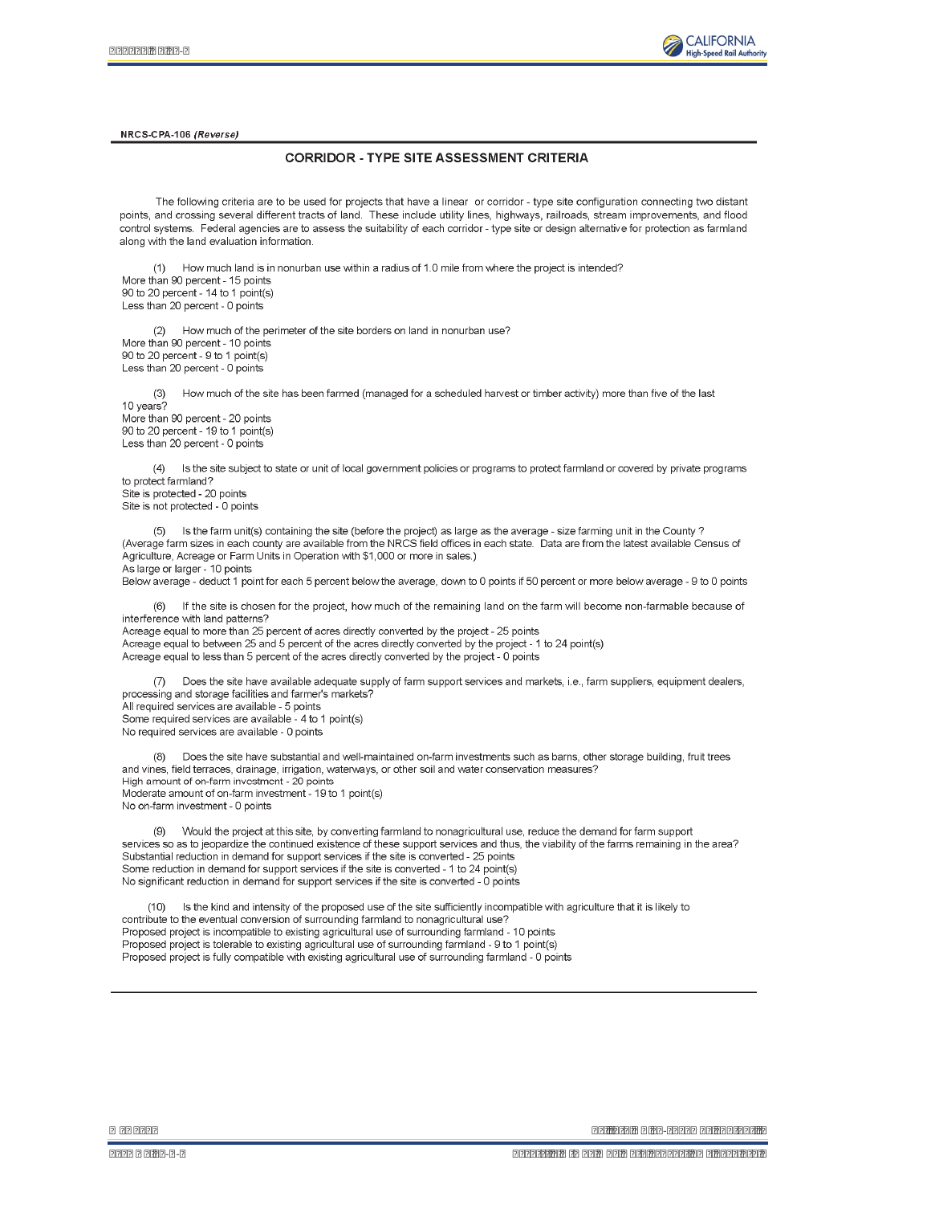NRCS-CPA-106 *(Reverse)*

## CORRIDOR - TYPE SITE ASSESSMENT CRITERIA

The following criteria are to be used for projects that have a linear or corridor - type site configuration connecting two distant points, and crossing several different tracts of land. These include utility lines, highways, railroads, stream improvements, and flood control systems. Federal agencies are to assess the suitability of each corridor - type site or design alternative for protection as farmland along with the land evaluation information.

(1) How much land is in nonurban use within a radius of 1.0 mile from where the project is intended?
More than 90 percent - 15 points
90 to 20 percent - 14 to 1 point(s)
Less than 20 percent - 0 points

(2) How much of the perimeter of the site borders on land in nonurban use?
More than 90 percent - 10 points
90 to 20 percent - 9 to 1 point(s)
Less than 20 percent - 0 points

(3) How much of the site has been farmed (managed for a scheduled harvest or timber activity) more than five of the last 10 years?
More than 90 percent - 20 points
90 to 20 percent - 19 to 1 point(s)
Less than 20 percent - 0 points

(4) Is the site subject to state or unit of local government policies or programs to protect farmland or covered by private programs to protect farmland?
Site is protected - 20 points
Site is not protected - 0 points

(5) Is the farm unit(s) containing the site (before the project) as large as the average - size farming unit in the County ? (Average farm sizes in each county are available from the NRCS field offices in each state. Data are from the latest available Census of Agriculture, Acreage or Farm Units in Operation with $1,000 or more in sales.)
As large or larger - 10 points
Below average - deduct 1 point for each 5 percent below the average, down to 0 points if 50 percent or more below average - 9 to 0 points

(6) If the site is chosen for the project, how much of the remaining land on the farm will become non-farmable because of interference with land patterns?
Acreage equal to more than 25 percent of acres directly converted by the project - 25 points
Acreage equal to between 25 and 5 percent of the acres directly converted by the project - 1 to 24 point(s)
Acreage equal to less than 5 percent of the acres directly converted by the project - 0 points

(7) Does the site have available adequate supply of farm support services and markets, i.e., farm suppliers, equipment dealers, processing and storage facilities and farmer's markets?
All required services are available - 5 points
Some required services are available - 4 to 1 point(s)
No required services are available - 0 points

(8) Does the site have substantial and well-maintained on-farm investments such as barns, other storage building, fruit trees and vines, field terraces, drainage, irrigation, waterways, or other soil and water conservation measures?
High amount of on-farm investment - 20 points
Moderate amount of on-farm investment - 19 to 1 point(s)
No on-farm investment - 0 points

(9) Would the project at this site, by converting farmland to nonagricultural use, reduce the demand for farm support services so as to jeopardize the continued existence of these support services and thus, the viability of the farms remaining in the area?
Substantial reduction in demand for support services if the site is converted - 25 points
Some reduction in demand for support services if the site is converted - 1 to 24 point(s)
No significant reduction in demand for support services if the site is converted - 0 points

(10) Is the kind and intensity of the proposed use of the site sufficiently incompatible with agriculture that it is likely to contribute to the eventual conversion of surrounding farmland to nonagricultural use?
Proposed project is incompatible to existing agricultural use of surrounding farmland - 10 points
Proposed project is tolerable to existing agricultural use of surrounding farmland - 9 to 1 point(s)
Proposed project is fully compatible with existing agricultural use of surrounding farmland - 0 points